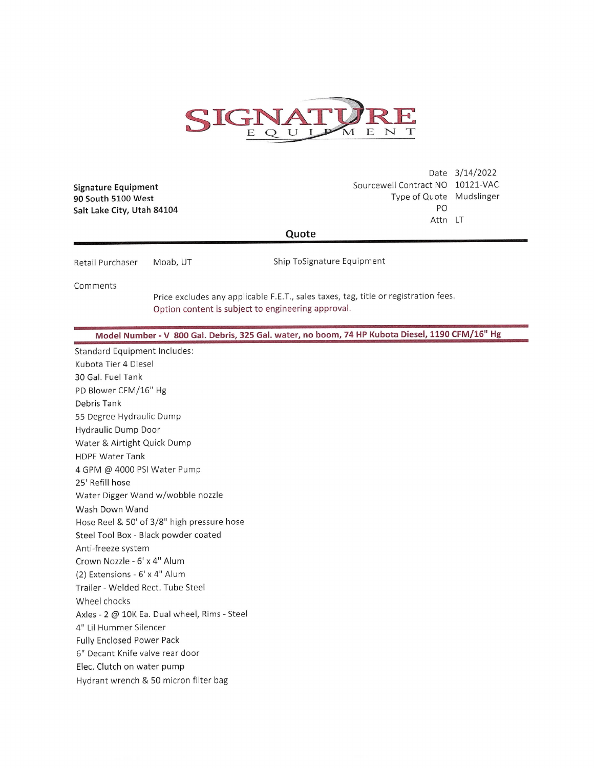# SIGNATURE EQUIPMENT

**Signature Equipment**
**90 South 5100 West**
**Salt Lake City, Utah 84104**

| | |
|---|---|
| Date | 3/14/2022 |
| Sourcewell Contract NO | 10121-VAC |
| Type of Quote | Mudslinger |
| PO | |
| Attn | LT |

## Quote

Retail Purchaser Moab, UT

Ship To Signature Equipment

Comments

Price excludes any applicable F.E.T., sales taxes, tag, title or registration fees.
Option content is subject to engineering approval.

**Model Number - V 800 Gal. Debris, 325 Gal. water, no boom, 74 HP Kubota Diesel, 1190 CFM/16" Hg**

Standard Equipment Includes:
- Kubota Tier 4 Diesel
- 30 Gal. Fuel Tank
- PD Blower CFM/16" Hg
- Debris Tank
- 55 Degree Hydraulic Dump
- Hydraulic Dump Door
- Water & Airtight Quick Dump
- HDPE Water Tank
- 4 GPM @ 4000 PSI Water Pump
- 25' Refill hose
- Water Digger Wand w/wobble nozzle
- Wash Down Wand
- Hose Reel & 50' of 3/8" high pressure hose
- Steel Tool Box - Black powder coated
- Anti-freeze system
- Crown Nozzle - 6' x 4" Alum
- (2) Extensions - 6' x 4" Alum
- Trailer - Welded Rect. Tube Steel
- Wheel chocks
- Axles - 2 @ 10K Ea. Dual wheel, Rims - Steel
- 4" Lil Hummer Silencer
- Fully Enclosed Power Pack
- 6" Decant Knife valve rear door
- Elec. Clutch on water pump
- Hydrant wrench & 50 micron filter bag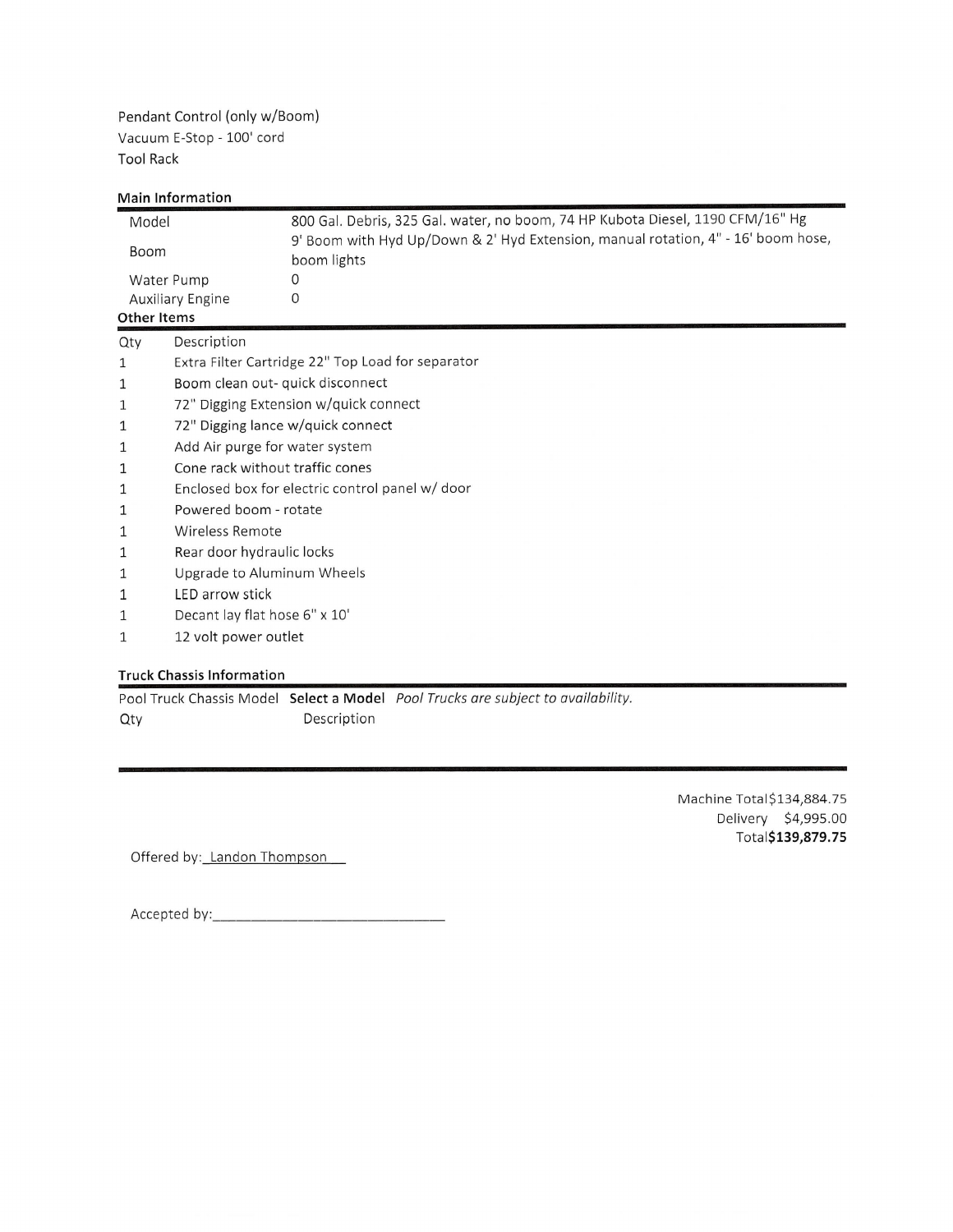Pendant Control (only w/Boom)
Vacuum E-Stop - 100' cord
Tool Rack

### Main Information

| | |
|---|---|
| Model | 800 Gal. Debris, 325 Gal. water, no boom, 74 HP Kubota Diesel, 1190 CFM/16" Hg |
| Boom | 9' Boom with Hyd Up/Down & 2' Hyd Extension, manual rotation, 4" - 16' boom hose, boom lights |
| Water Pump | 0 |
| Auxiliary Engine | 0 |

### Other Items

| Qty | Description |
|---|---|
| 1 | Extra Filter Cartridge 22" Top Load for separator |
| 1 | Boom clean out- quick disconnect |
| 1 | 72" Digging Extension w/quick connect |
| 1 | 72" Digging lance w/quick connect |
| 1 | Add Air purge for water system |
| 1 | Cone rack without traffic cones |
| 1 | Enclosed box for electric control panel w/ door |
| 1 | Powered boom - rotate |
| 1 | Wireless Remote |
| 1 | Rear door hydraulic locks |
| 1 | Upgrade to Aluminum Wheels |
| 1 | LED arrow stick |
| 1 | Decant lay flat hose 6" x 10' |
| 1 | 12 volt power outlet |

### Truck Chassis Information

Pool Truck Chassis Model **Select a Model** *Pool Trucks are subject to availability.*

| Qty | Description |
|---|---|

Machine Total $134,884.75
Delivery $4,995.00
Total **$139,879.75**

Offered by: Landon Thompson

Accepted by:_______________________________